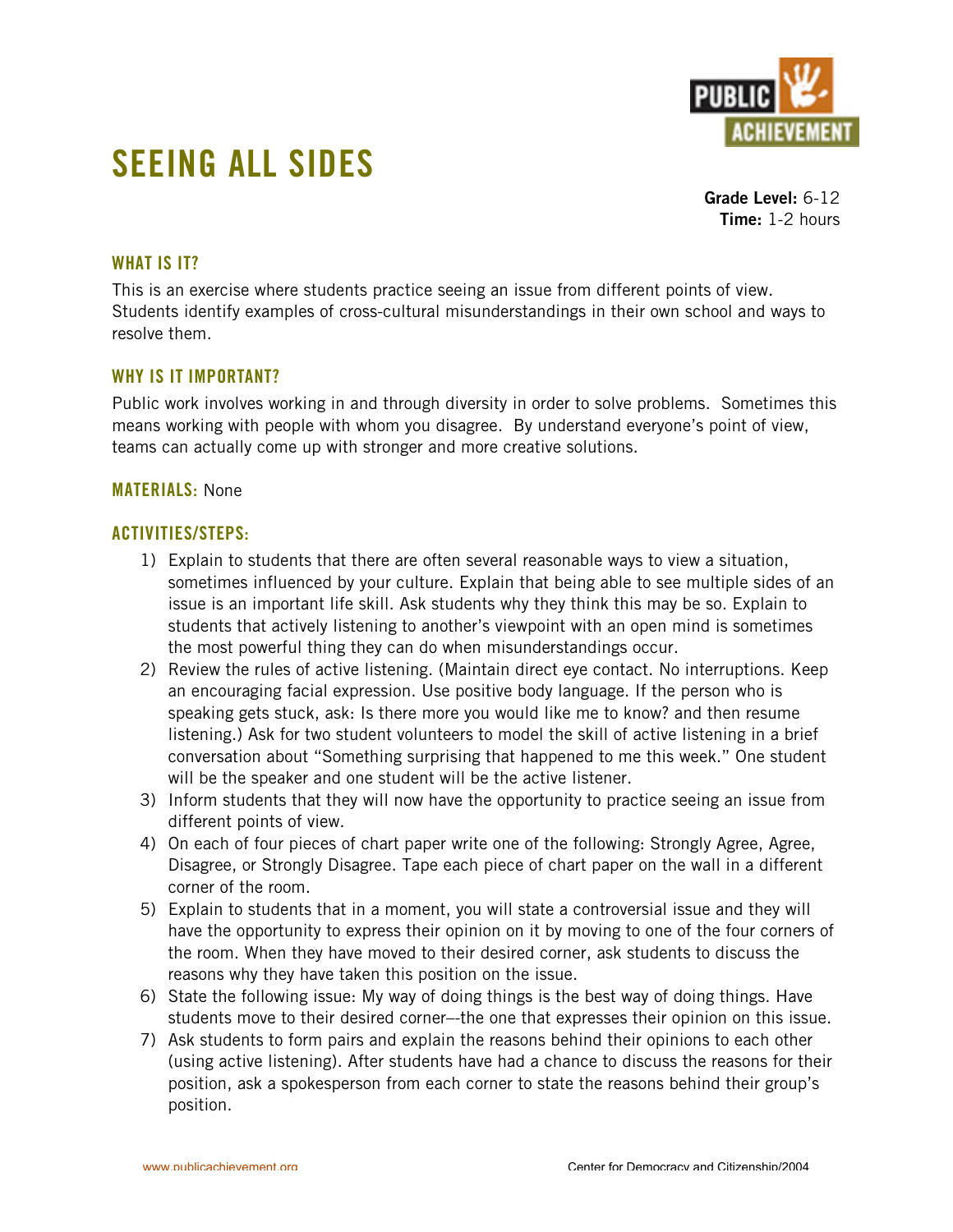# SEEING ALL SIDES

**Grade Level:** 6-12
**Time:** 1-2 hours

## WHAT IS IT?

This is an exercise where students practice seeing an issue from different points of view. Students identify examples of cross-cultural misunderstandings in their own school and ways to resolve them.

## WHY IS IT IMPORTANT?

Public work involves working in and through diversity in order to solve problems. Sometimes this means working with people with whom you disagree. By understand everyone's point of view, teams can actually come up with stronger and more creative solutions.

## MATERIALS: None

## ACTIVITIES/STEPS:

1) Explain to students that there are often several reasonable ways to view a situation, sometimes influenced by your culture. Explain that being able to see multiple sides of an issue is an important life skill. Ask students why they think this may be so. Explain to students that actively listening to another's viewpoint with an open mind is sometimes the most powerful thing they can do when misunderstandings occur.
2) Review the rules of active listening. (Maintain direct eye contact. No interruptions. Keep an encouraging facial expression. Use positive body language. If the person who is speaking gets stuck, ask: Is there more you would like me to know? and then resume listening.) Ask for two student volunteers to model the skill of active listening in a brief conversation about "Something surprising that happened to me this week." One student will be the speaker and one student will be the active listener.
3) Inform students that they will now have the opportunity to practice seeing an issue from different points of view.
4) On each of four pieces of chart paper write one of the following: Strongly Agree, Agree, Disagree, or Strongly Disagree. Tape each piece of chart paper on the wall in a different corner of the room.
5) Explain to students that in a moment, you will state a controversial issue and they will have the opportunity to express their opinion on it by moving to one of the four corners of the room. When they have moved to their desired corner, ask students to discuss the reasons why they have taken this position on the issue.
6) State the following issue: My way of doing things is the best way of doing things. Have students move to their desired corner–-the one that expresses their opinion on this issue.
7) Ask students to form pairs and explain the reasons behind their opinions to each other (using active listening). After students have had a chance to discuss the reasons for their position, ask a spokesperson from each corner to state the reasons behind their group's position.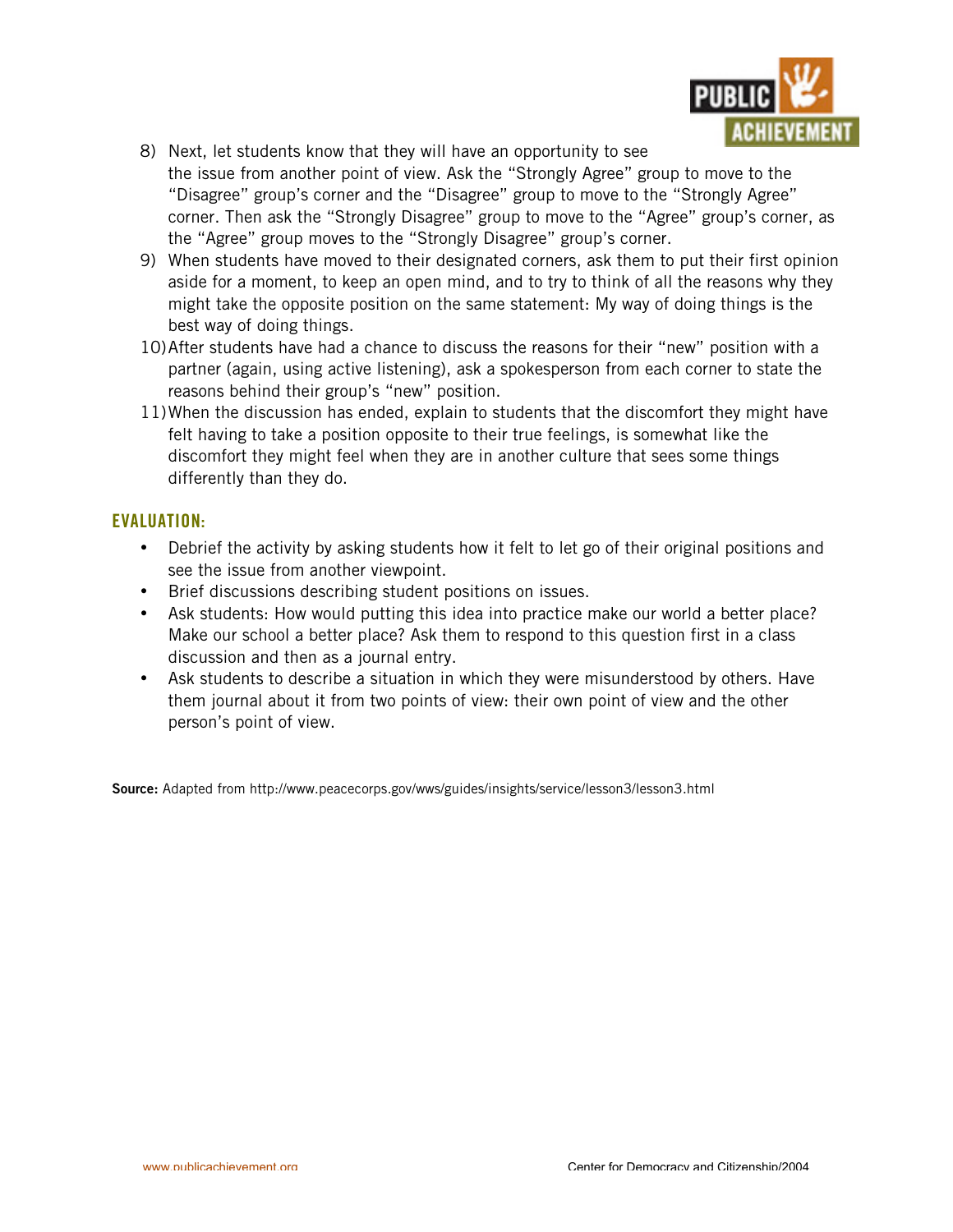8) Next, let students know that they will have an opportunity to see the issue from another point of view. Ask the "Strongly Agree" group to move to the "Disagree" group's corner and the "Disagree" group to move to the "Strongly Agree" corner. Then ask the "Strongly Disagree" group to move to the "Agree" group's corner, as the "Agree" group moves to the "Strongly Disagree" group's corner.
9) When students have moved to their designated corners, ask them to put their first opinion aside for a moment, to keep an open mind, and to try to think of all the reasons why they might take the opposite position on the same statement: My way of doing things is the best way of doing things.
10) After students have had a chance to discuss the reasons for their "new" position with a partner (again, using active listening), ask a spokesperson from each corner to state the reasons behind their group's "new" position.
11) When the discussion has ended, explain to students that the discomfort they might have felt having to take a position opposite to their true feelings, is somewhat like the discomfort they might feel when they are in another culture that sees some things differently than they do.

## EVALUATION:

- Debrief the activity by asking students how it felt to let go of their original positions and see the issue from another viewpoint.
- Brief discussions describing student positions on issues.
- Ask students: How would putting this idea into practice make our world a better place? Make our school a better place? Ask them to respond to this question first in a class discussion and then as a journal entry.
- Ask students to describe a situation in which they were misunderstood by others. Have them journal about it from two points of view: their own point of view and the other person's point of view.

**Source:** Adapted from http://www.peacecorps.gov/wws/guides/insights/service/lesson3/lesson3.html